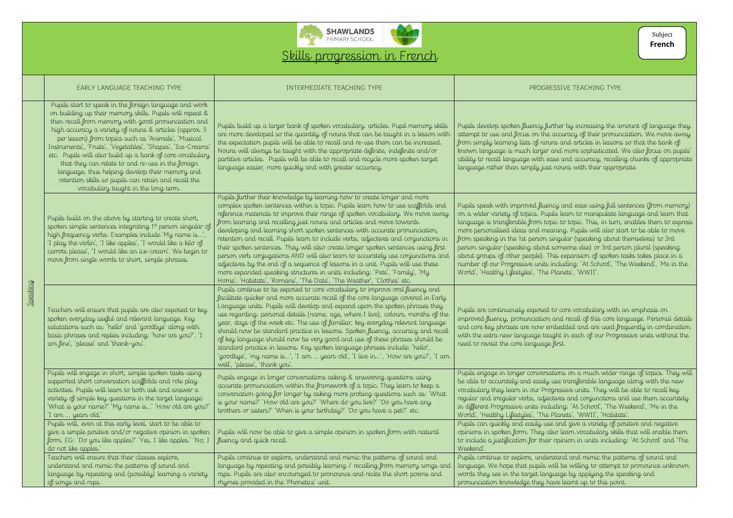SHAWLANDS PRIMARY SCHOOL

# Skills progression in French

Subject **French**

| | EARLY LANGUAGE TEACHING TYPE | INTERMEDIATE TEACHING TYPE | PROGRESSIVE TEACHING TYPE |
|---|---|---|---|
| Speaking | Pupils start to speak in the foreign language and work on building up their memory skills. Pupils will repeat & then recall from memory with good pronunciation and high accuracy a variety of nouns & articles (approx. 5 per lesson) from topics such as 'Animals', 'Musical Instruments', 'Fruits', 'Vegetables', 'Shapes', 'Ice-Creams' etc. Pupils will also build up a bank of core vocabulary that they can relate to and re-use in the foreign language, thus helping develop their memory and retention skills so pupils can retain and recall the vocabulary taught in the long term. | Pupils build up a larger bank of spoken vocabulary. articles. Pupil memory skills are more developed so the quantity of nouns that can be taught in a lesson with the expectation pupils will be able to recall and re-use them can be increased. Nouns will always be taught with the appropriate definite, indefinite and/or partitive articles. Pupils will be able to recall and recycle more spoken target language easier, more quickly and with greater accuracy. | Pupils develop spoken fluency further by increasing the amount of language they attempt to use and focus on the accuracy of their pronunciation. We move away from simply learning lists of nouns and articles in lessons so that the bank of known language is much larger and more sophisticated. We also focus on pupils' ability to recall language with ease and accuracy, recalling chunks of appropriate language rather than simply just nouns with their appropriate |
| | Pupils build on the above by starting to create short, spoken simple sentences integrating 1st person singular of high frequency verbs. Examples include 'My name is...', 'I play the violin', 'I like apples', 'I would like a kilo of carrots please', 'I would like an ice-cream'. We begin to move from single words to short, simple phrases. | Pupils further their knowledge by learning how to create longer and more complex spoken sentences within a topic. Pupils learn how to use scaffolds and reference materials to improve their range of spoken vocabulary. We move away from learning and recalling just nouns and articles and move towards developing and learning short spoken sentences with accurate pronunciation, retention and recall. Pupils learn to include verbs, adjectives and conjunctions in their spoken sentences. They will also create longer spoken sentences using first person verb conjugations AND will also learn to accurately use conjunctions and adjectives by the end of a sequence of lessons in a unit. Pupils will use these more expanded speaking structures in units including: 'Pets', 'Family', 'My Home', 'Habitats', 'Romans', 'The Date', 'The Weather', 'Clothes' etc. | Pupils speak with improved fluency and ease using full sentences (from memory) on a wider variety of topics. Pupils learn to manipulate language and learn that language is transferable from topic to topic. This, in turn, enables them to express more personalised ideas and meaning. Pupils will also start to be able to move from speaking in the 1st person singular (speaking about themselves) to 3rd person singular (speaking about someone else) or 3rd person plural (speaking about groups of other people). This expansion of spoken tasks takes place in a number of our Progressive units including: 'At School', 'The Weekend', 'Me in the World', 'Healthy Lifestyles', 'The Planets', 'WWII'. |
| | Teachers will ensure that pupils are also exposed to key spoken everyday useful and relevant language. Key salutations such as: 'hello' and 'goodbye' along with basic phrases and replies including: 'how are you?', 'I am fine', 'please' and 'thank-you'. | Pupils continue to be exposed to core vocabulary to improve oral fluency and facilitate quicker and more accurate recall of the core language covered in Early Language units. Pupils will develop and expand upon the spoken phrases they use regarding: personal details (name, age, where I live), colours, months of the year, days of the week etc. The use of familiar, key everyday relevant language should now be standard practice in lessons. Spoken fluency, accuracy and recall of key language should now be very good and use of these phrases should be standard practice in lessons. Key spoken language phrases include: 'hello', 'goodbye', 'my name is...', 'I am ... years old', 'I live in...', 'How are you?', 'I am well', 'please', 'thank you'. | Pupils are continuously exposed to core vocabulary with an emphasis on improved fluency, pronunciation and recall of this core language. Personal details and core key phrases are now embedded and are used frequently in combination with the extra new language taught in each of our Progressive units without the need to revisit the core language first. |
| | Pupils will engage in short, simple spoken tasks using supported short conversation scaffolds and role play activities. Pupils will learn to both ask and answer a variety of simple key questions in the target language: 'What is your name?' 'My name is...' 'How old are you?' 'I am ... years old.' | Pupils engage in longer conversations asking & answering questions using accurate pronunciation within the framework of a topic. They learn to keep a conversation going for longer by asking more probing questions such as: 'What is your name?' 'How old are you?' 'Where do you live?' 'Do you have any brothers or sisters?' 'When is your birthday?' 'Do you have a pet?' etc. | Pupils engage in longer conversations on a much wider range of topics. They will be able to accurately and easily use transferable language along with the new vocabulary they learn in our Progressive units. They will be able to recall key regular and irregular verbs, adjectives and conjunctions and use them accurately in different Progressive units including: 'At School', 'The Weekend', 'Me in the World', 'Healthy Lifestyles', 'The Planets', 'WWII', 'Habitats'. |
| | Pupils will, even at this early level, start to be able to give a simple positive and/or negative opinion in spoken form. EG: 'Do you like apples?' 'Yes, I like apples.' 'No, I do not like apples.' | Pupils will now be able to give a simple opinion in spoken form with natural fluency and quick recall. | Pupils can quickly and easily use and give a variety of positive and negative opinions in spoken form. They also learn vocabulary skills that will enable them to include a justification for their opinion in units including: 'At School' and 'The Weekend'. |
| | Teachers will ensure that their classes explore, understand and mimic the patterns of sound and language by repeating and (possibly) learning a variety of songs and raps. | Pupils continue to explore, understand and mimic the patterns of sound and language by repeating and possibly learning / recalling from memory songs and raps. Pupils are also encouraged to pronounce and recite the short poems and rhymes provided in the 'Phonetics' unit. | Pupils continue to explore, understand and mimic the patterns of sound and language. We hope that pupils will be willing to attempt to pronounce unknown words they see in the target language by applying the speaking and pronunciation knowledge they have learnt up to this point. |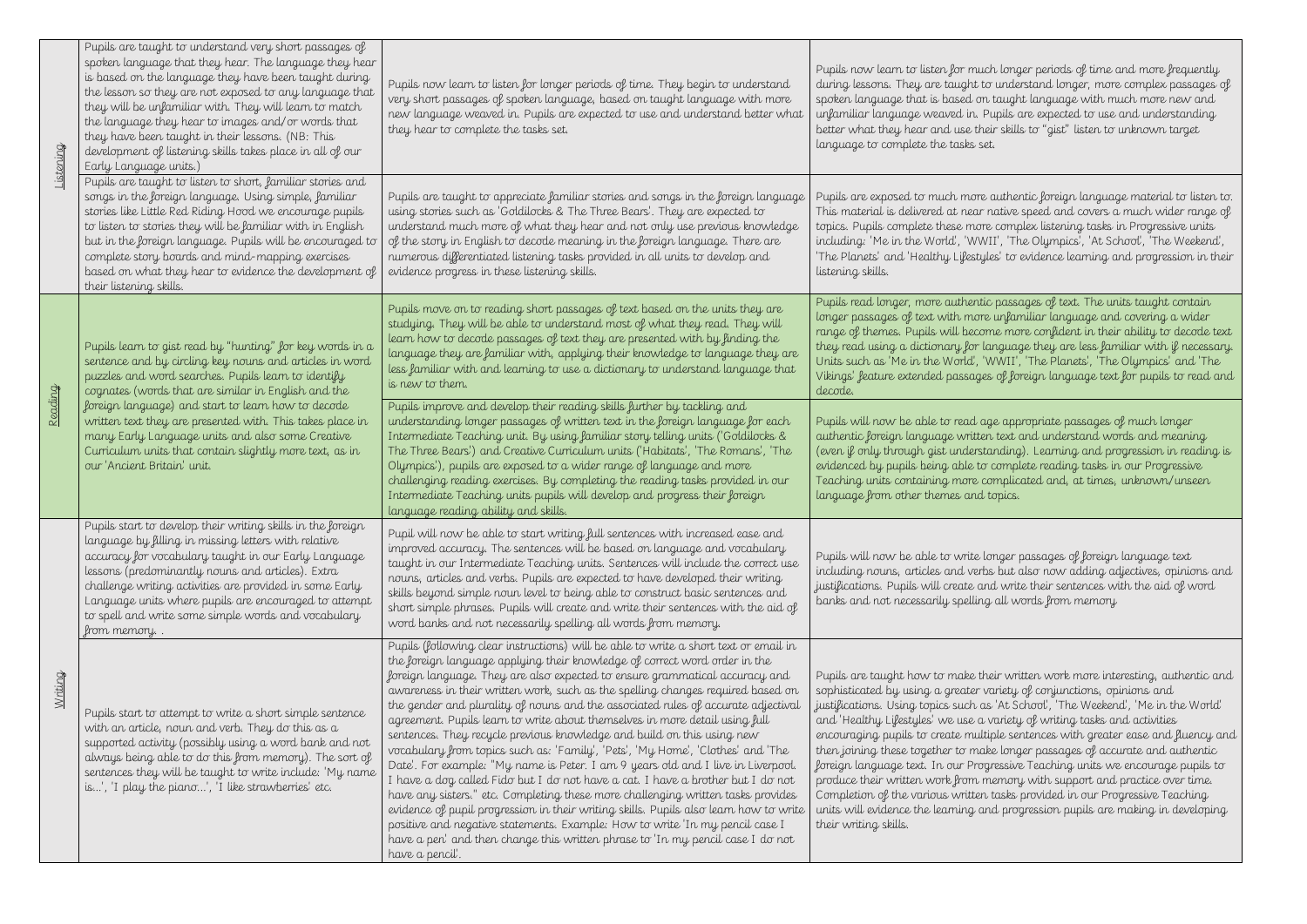| | | | |
|---|---|---|---|
| Listening | Pupils are taught to understand very short passages of spoken language that they hear. The language they hear is based on the language they have been taught during the lesson so they are not exposed to any language that they will be unfamiliar with. They will learn to match the language they hear to images and/or words that they have been taught in their lessons. (NB: This development of listening skills takes place in all of our Early Language units.) | Pupils now learn to listen for longer periods of time. They begin to understand very short passages of spoken language, based on taught language with more new language weaved in. Pupils are expected to use and understand better what they hear to complete the tasks set. | Pupils now learn to listen for much longer periods of time and more frequently during lessons. They are taught to understand longer, more complex passages of spoken language that is based on taught language with much more new and unfamiliar language weaved in. Pupils are expected to use and understanding better what they hear and use their skills to "gist" listen to unknown target language to complete the tasks set. |
| | Pupils are taught to listen to short, familiar stories and songs in the foreign language. Using simple, familiar stories like Little Red Riding Hood we encourage pupils to listen to stories they will be familiar with in English but in the foreign language. Pupils will be encouraged to complete story boards and mind-mapping exercises based on what they hear to evidence the development of their listening skills. | Pupils are taught to appreciate familiar stories and songs in the foreign language using stories such as 'Goldilocks & The Three Bears'. They are expected to understand much more of what they hear and not only use previous knowledge of the story in English to decode meaning in the foreign language. There are numerous differentiated listening tasks provided in all units to develop and evidence progress in these listening skills. | Pupils are exposed to much more authentic foreign language material to listen to. This material is delivered at near native speed and covers a much wider range of topics. Pupils complete these more complex listening tasks in Progressive units including: 'Me in the World', 'WWII', 'The Olympics', 'At School', 'The Weekend', 'The Planets' and 'Healthy Lifestyles' to evidence learning and progression in their listening skills. |
| Reading | Pupils learn to gist read by "hunting" for key words in a sentence and by circling key nouns and articles in word puzzles and word searches. Pupils learn to identify cognates (words that are similar in English and the foreign language) and start to learn how to decode written text they are presented with. This takes place in many Early Language units and also some Creative Curriculum units that contain slightly more text, as in our 'Ancient Britain' unit. | Pupils move on to reading short passages of text based on the units they are studying. They will be able to understand most of what they read. They will learn how to decode passages of text they are presented with by finding the language they are familiar with, applying their knowledge to language they are less familiar with and learning to use a dictionary to understand language that is new to them. | Pupils read longer, more authentic passages of text. The units taught contain longer passages of text with more unfamiliar language and covering a wider range of themes. Pupils will become more confident in their ability to decode text they read using a dictionary for language they are less familiar with if necessary. Units such as 'Me in the World', 'WWII', 'The Planets', 'The Olympics' and 'The Vikings' feature extended passages of foreign language text for pupils to read and decode. |
| | | Pupils improve and develop their reading skills further by tackling and understanding longer passages of written text in the foreign language for each Intermediate Teaching unit. By using familiar story telling units ('Goldilocks & The Three Bears') and Creative Curriculum units ('Habitats', 'The Romans', 'The Olympics'), pupils are exposed to a wider range of language and more challenging reading exercises. By completing the reading tasks provided in our Intermediate Teaching units pupils will develop and progress their foreign language reading ability and skills. | Pupils will now be able to read age appropriate passages of much longer authentic foreign language written text and understand words and meaning (even if only through gist understanding). Learning and progression in reading is evidenced by pupils being able to complete reading tasks in our Progressive Teaching units containing more complicated and, at times, unknown/unseen language from other themes and topics. |
| Writing | Pupils start to develop their writing skills in the foreign language by filling in missing letters with relative accuracy for vocabulary taught in our Early Language lessons (predominantly nouns and articles). Extra challenge writing activities are provided in some Early Language units where pupils are encouraged to attempt to spell and write some simple words and vocabulary from memory. . | Pupil will now be able to start writing full sentences with increased ease and improved accuracy. The sentences will be based on language and vocabulary taught in our Intermediate Teaching units. Sentences will include the correct use nouns, articles and verbs. Pupils are expected to have developed their writing skills beyond simple noun level to being able to construct basic sentences and short simple phrases. Pupils will create and write their sentences with the aid of word banks and not necessarily spelling all words from memory. | Pupils will now be able to write longer passages of foreign language text including nouns, articles and verbs but also now adding adjectives, opinions and justifications. Pupils will create and write their sentences with the aid of word banks and not necessarily spelling all words from memory. |
| | Pupils start to attempt to write a short simple sentence with an article, noun and verb. They do this as a supported activity (possibly using a word bank and not always being able to do this from memory). The sort of sentences they will be taught to write include: 'My name is...', 'I play the piano...', 'I like strawberries' etc. | Pupils (following clear instructions) will be able to write a short text or email in the foreign language applying their knowledge of correct word order in the foreign language. They are also expected to ensure grammatical accuracy and awareness in their written work, such as the spelling changes required based on the gender and plurality of nouns and the associated rules of accurate adjectival agreement. Pupils learn to write about themselves in more detail using full sentences. They recycle previous knowledge and build on this using new vocabulary from topics such as: 'Family', 'Pets', 'My Home', 'Clothes' and 'The Date'. For example: "My name is Peter. I am 9 years old and I live in Liverpool. I have a dog called Fido but I do not have a cat. I have a brother but I do not have any sisters." etc. Completing these more challenging written tasks provides evidence of pupil progression in their writing skills. Pupils also learn how to write positive and negative statements. Example: How to write 'In my pencil case I have a pen' and then change this written phrase to 'In my pencil case I do not have a pencil'. | Pupils are taught how to make their written work more interesting, authentic and sophisticated by using a greater variety of conjunctions, opinions and justifications. Using topics such as 'At School', 'The Weekend', 'Me in the World' and 'Healthy Lifestyles' we use a variety of writing tasks and activities encouraging pupils to create multiple sentences with greater ease and fluency and then joining these together to make longer passages of accurate and authentic foreign language text. In our Progressive Teaching units we encourage pupils to produce their written work from memory with support and practice over time. Completion of the various written tasks provided in our Progressive Teaching units will evidence the learning and progression pupils are making in developing their writing skills. |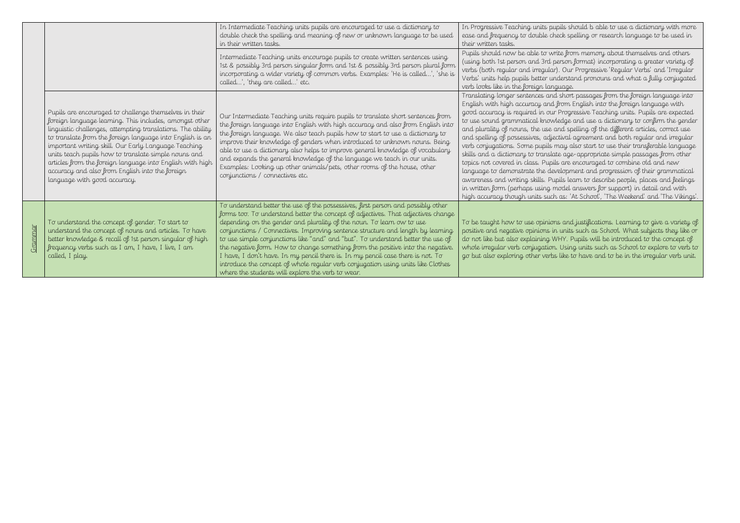| | | | |
|---|---|---|---|
| | | In Intermediate Teaching units pupils are encouraged to use a dictionary to double check the spelling and meaning of new or unknown language to be used in their written tasks. | In Progressive Teaching units pupils should b able to use a dictionary with more ease and frequency to double check spelling or research language to be used in their written tasks. |
| | | Intermediate Teaching units encourage pupils to create written sentences using 1st & possibly 3rd person singular form and 1st & possibly 3rd person plural form incorporating a wider variety of common verbs. Examples: 'He is called…', 'she is called…', 'they are called…' etc. | Pupils should now be able to write from memory about themselves and others (using both 1st person and 3rd person format) incorporating a greater variety of verbs (both regular and irregular). Our Progressive 'Regular Verbs' and 'Irregular Verbs' units help pupils better understand pronouns and what a fully conjugated verb looks like in the foreign language. |
| | Pupils are encouraged to challenge themselves in their foreign language learning. This includes, amongst other linguistic challenges, attempting translations. The ability to translate from the foreign language into English is an important writing skill. Our Early Language Teaching units teach pupils how to translate simple nouns and articles from the foreign language into English with high accuracy and also from English into the foreign language with good accuracy. | Our Intermediate Teaching units require pupils to translate short sentences from the foreign language into English with high accuracy and also from English into the foreign language. We also teach pupils how to start to use a dictionary to improve their knowledge of genders when introduced to unknown nouns. Being able to use a dictionary also helps to improve general knowledge of vocabulary and expands the general knowledge of the language we teach in our units. Examples: Looking up other animals/pets, other rooms of the house, other conjunctions / connectives etc. | Translating longer sentences and short passages from the foreign language into English with high accuracy and from English into the foreign language with good accuracy is required in our Progressive Teaching units. Pupils are expected to use sound grammatical knowledge and use a dictionary to confirm the gender and plurality of nouns, the use and spelling of the different articles, correct use and spelling of possessives, adjectival agreement and both regular and irregular verb conjugations. Some pupils may also start to use their transferable language skills and a dictionary to translate age-appropriate simple passages from other topics not covered in class. Pupils are encouraged to combine old and new language to demonstrate the development and progression of their grammatical awareness and writing skills. Pupils learn to describe people, places and feelings in written form (perhaps using model answers for support) in detail and with high accuracy though units such as: 'At School', 'The Weekend' and 'The Vikings'. |
| Grammar | To understand the concept of gender. To start to understand the concept of nouns and articles. To have better knowledge & recall of 1st person singular of high frequency verbs such as I am, I have, I live, I am called, I play. | To understand better the use of the possessives, first person and possibly other forms too. To understand better the concept of adjectives. That adjectives change depending on the gender and plurality of the noun. To learn ow to use conjunctions / Connectives. Improving sentence structure and length by learning to use simple conjunctions like "and" and "but". To understand better the use of the negative form. How to change something from the positive into the negative. I have, I don't have. In my pencil there is. In my pencil case there is not. To introduce the concept of whole regular verb conjugation using units like Clothes where the students will explore the verb to wear. | To be taught how to use opinions and justifications. Learning to give a variety of positive and negative opinions in units such as School. What subjects they like or do not like but also explaining WHY. Pupils will be introduced to the concept of whole irregular verb conjugation. Using units such as School to explore to verb to go but also exploring other verbs like to have and to be in the irregular verb unit. |